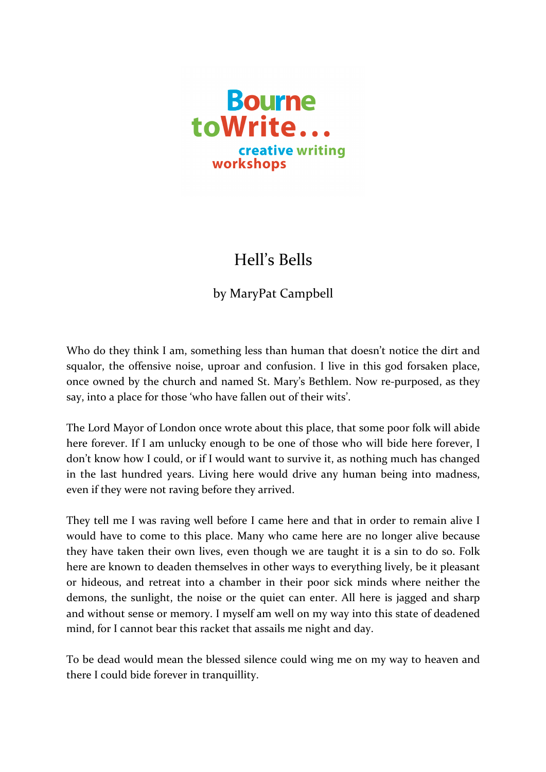Bourne toWrite...
creative writing workshops

# Hell's Bells

by MaryPat Campbell

Who do they think I am, something less than human that doesn't notice the dirt and squalor, the offensive noise, uproar and confusion. I live in this god forsaken place, once owned by the church and named St. Mary's Bethlem. Now re-purposed, as they say, into a place for those 'who have fallen out of their wits'.

The Lord Mayor of London once wrote about this place, that some poor folk will abide here forever. If I am unlucky enough to be one of those who will bide here forever, I don't know how I could, or if I would want to survive it, as nothing much has changed in the last hundred years. Living here would drive any human being into madness, even if they were not raving before they arrived.

They tell me I was raving well before I came here and that in order to remain alive I would have to come to this place. Many who came here are no longer alive because they have taken their own lives, even though we are taught it is a sin to do so. Folk here are known to deaden themselves in other ways to everything lively, be it pleasant or hideous, and retreat into a chamber in their poor sick minds where neither the demons, the sunlight, the noise or the quiet can enter. All here is jagged and sharp and without sense or memory. I myself am well on my way into this state of deadened mind, for I cannot bear this racket that assails me night and day.

To be dead would mean the blessed silence could wing me on my way to heaven and there I could bide forever in tranquillity.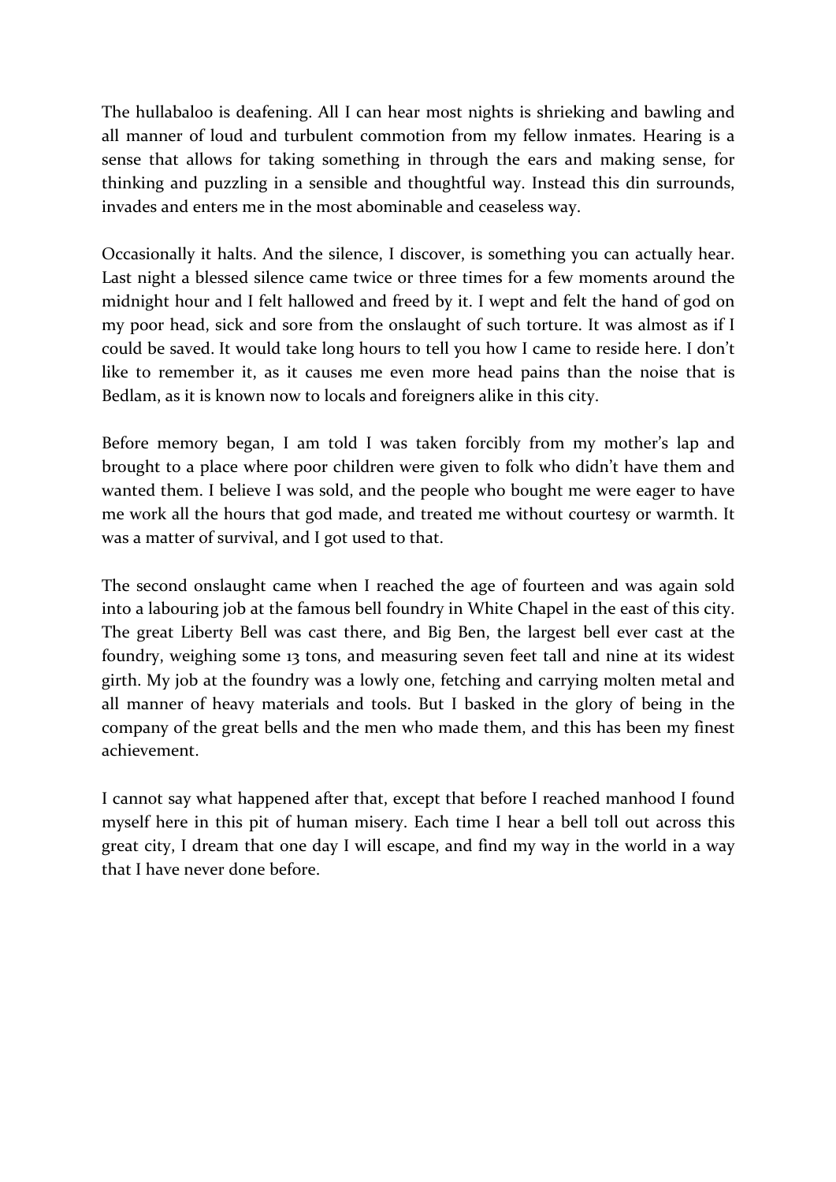The hullabaloo is deafening. All I can hear most nights is shrieking and bawling and all manner of loud and turbulent commotion from my fellow inmates. Hearing is a sense that allows for taking something in through the ears and making sense, for thinking and puzzling in a sensible and thoughtful way. Instead this din surrounds, invades and enters me in the most abominable and ceaseless way.

Occasionally it halts. And the silence, I discover, is something you can actually hear. Last night a blessed silence came twice or three times for a few moments around the midnight hour and I felt hallowed and freed by it. I wept and felt the hand of god on my poor head, sick and sore from the onslaught of such torture. It was almost as if I could be saved. It would take long hours to tell you how I came to reside here. I don't like to remember it, as it causes me even more head pains than the noise that is Bedlam, as it is known now to locals and foreigners alike in this city.

Before memory began, I am told I was taken forcibly from my mother's lap and brought to a place where poor children were given to folk who didn't have them and wanted them. I believe I was sold, and the people who bought me were eager to have me work all the hours that god made, and treated me without courtesy or warmth. It was a matter of survival, and I got used to that.

The second onslaught came when I reached the age of fourteen and was again sold into a labouring job at the famous bell foundry in White Chapel in the east of this city. The great Liberty Bell was cast there, and Big Ben, the largest bell ever cast at the foundry, weighing some 13 tons, and measuring seven feet tall and nine at its widest girth. My job at the foundry was a lowly one, fetching and carrying molten metal and all manner of heavy materials and tools. But I basked in the glory of being in the company of the great bells and the men who made them, and this has been my finest achievement.

I cannot say what happened after that, except that before I reached manhood I found myself here in this pit of human misery. Each time I hear a bell toll out across this great city, I dream that one day I will escape, and find my way in the world in a way that I have never done before.